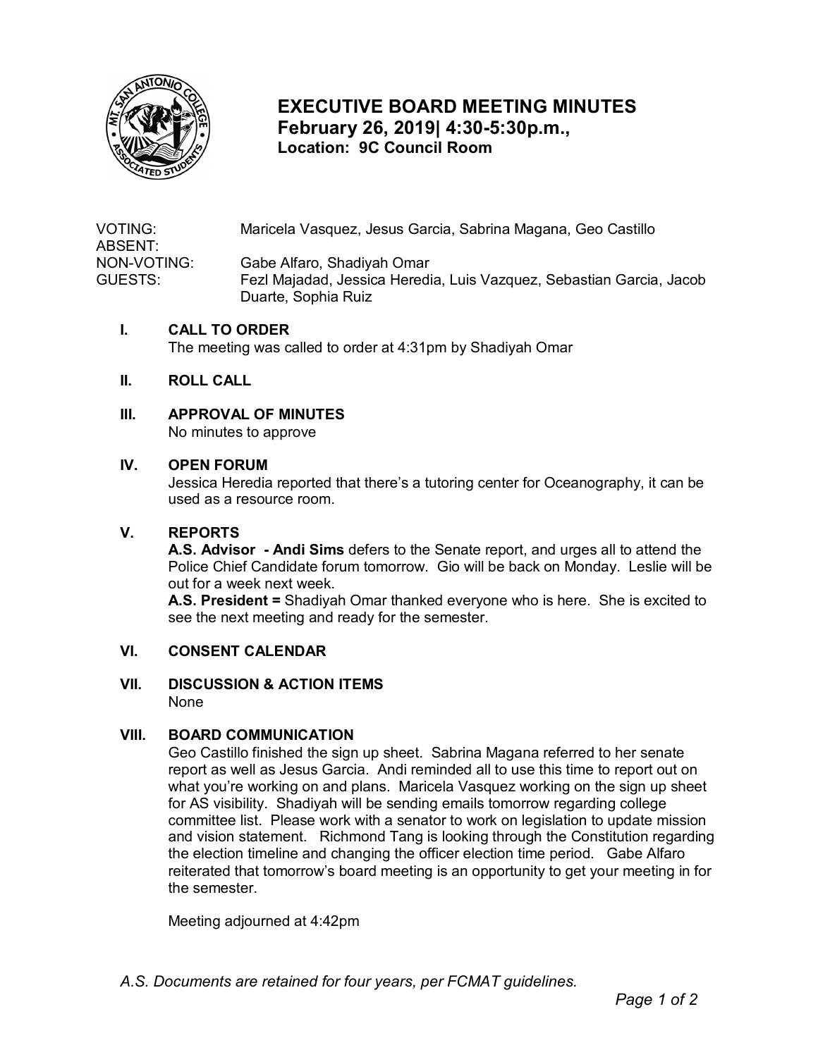# EXECUTIVE BOARD MEETING MINUTES

## February 26, 2019| 4:30-5:30p.m.,

### Location: 9C Council Room

VOTING: Maricela Vasquez, Jesus Garcia, Sabrina Magana, Geo Castillo
ABSENT:
NON-VOTING: Gabe Alfaro, Shadiyah Omar
GUESTS: Fezl Majadad, Jessica Heredia, Luis Vazquez, Sebastian Garcia, Jacob Duarte, Sophia Ruiz

**I. CALL TO ORDER**

The meeting was called to order at 4:31pm by Shadiyah Omar

**II. ROLL CALL**

**III. APPROVAL OF MINUTES**

No minutes to approve

**IV. OPEN FORUM**

Jessica Heredia reported that there's a tutoring center for Oceanography, it can be used as a resource room.

**V. REPORTS**

**A.S. Advisor - Andi Sims** defers to the Senate report, and urges all to attend the Police Chief Candidate forum tomorrow. Gio will be back on Monday. Leslie will be out for a week next week.

**A.S. President =** Shadiyah Omar thanked everyone who is here. She is excited to see the next meeting and ready for the semester.

**VI. CONSENT CALENDAR**

**VII. DISCUSSION & ACTION ITEMS**

None

**VIII. BOARD COMMUNICATION**

Geo Castillo finished the sign up sheet. Sabrina Magana referred to her senate report as well as Jesus Garcia. Andi reminded all to use this time to report out on what you're working on and plans. Maricela Vasquez working on the sign up sheet for AS visibility. Shadiyah will be sending emails tomorrow regarding college committee list. Please work with a senator to work on legislation to update mission and vision statement. Richmond Tang is looking through the Constitution regarding the election timeline and changing the officer election time period. Gabe Alfaro reiterated that tomorrow's board meeting is an opportunity to get your meeting in for the semester.

Meeting adjourned at 4:42pm

*A.S. Documents are retained for four years, per FCMAT guidelines.*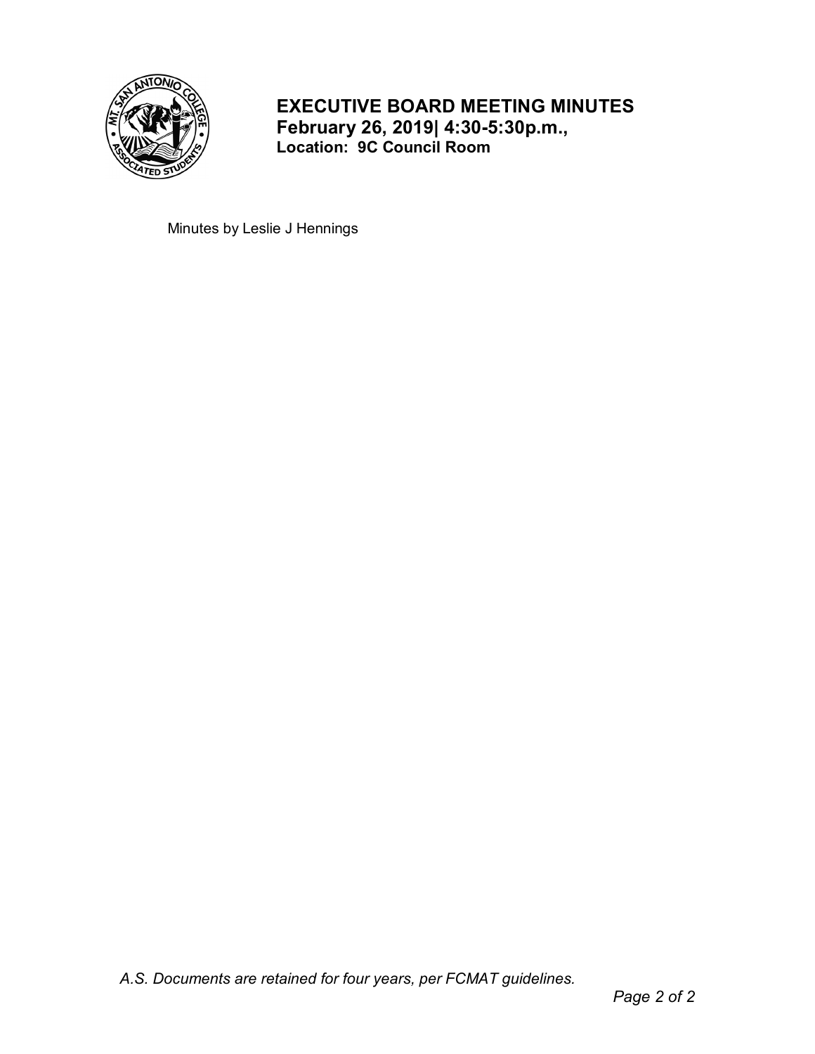# EXECUTIVE BOARD MEETING MINUTES
**February 26, 2019| 4:30-5:30p.m.,**
**Location: 9C Council Room**

Minutes by Leslie J Hennings

*A.S. Documents are retained for four years, per FCMAT guidelines.*